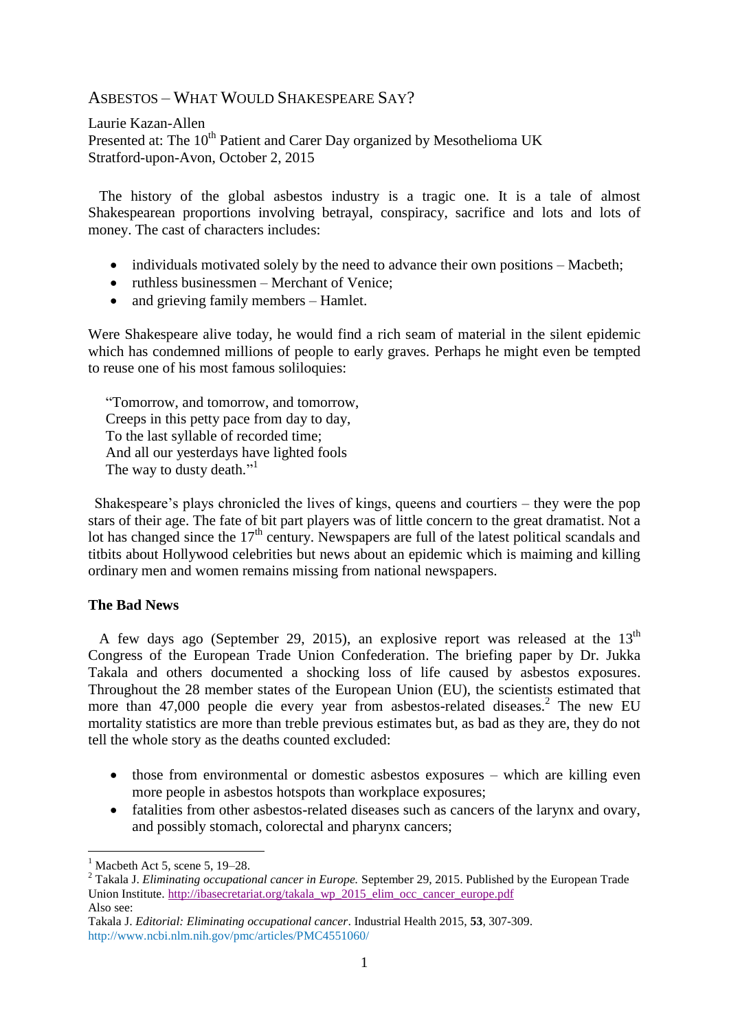# ASBESTOS – WHAT WOULD SHAKESPEARE SAY?

Laurie Kazan-Allen
Presented at: The 10th Patient and Carer Day organized by Mesothelioma UK
Stratford-upon-Avon, October 2, 2015

The history of the global asbestos industry is a tragic one. It is a tale of almost Shakespearean proportions involving betrayal, conspiracy, sacrifice and lots and lots of money. The cast of characters includes:

- individuals motivated solely by the need to advance their own positions – Macbeth;
- ruthless businessmen – Merchant of Venice;
- and grieving family members – Hamlet.

Were Shakespeare alive today, he would find a rich seam of material in the silent epidemic which has condemned millions of people to early graves. Perhaps he might even be tempted to reuse one of his most famous soliloquies:

> "Tomorrow, and tomorrow, and tomorrow,
> Creeps in this petty pace from day to day,
> To the last syllable of recorded time;
> And all our yesterdays have lighted fools
> The way to dusty death."[1]

Shakespeare's plays chronicled the lives of kings, queens and courtiers – they were the pop stars of their age. The fate of bit part players was of little concern to the great dramatist. Not a lot has changed since the 17th century. Newspapers are full of the latest political scandals and titbits about Hollywood celebrities but news about an epidemic which is maiming and killing ordinary men and women remains missing from national newspapers.

**The Bad News**

A few days ago (September 29, 2015), an explosive report was released at the 13th Congress of the European Trade Union Confederation. The briefing paper by Dr. Jukka Takala and others documented a shocking loss of life caused by asbestos exposures. Throughout the 28 member states of the European Union (EU), the scientists estimated that more than 47,000 people die every year from asbestos-related diseases.[2] The new EU mortality statistics are more than treble previous estimates but, as bad as they are, they do not tell the whole story as the deaths counted excluded:

- those from environmental or domestic asbestos exposures – which are killing even more people in asbestos hotspots than workplace exposures;
- fatalities from other asbestos-related diseases such as cancers of the larynx and ovary, and possibly stomach, colorectal and pharynx cancers;

---

[1] Macbeth Act 5, scene 5, 19–28.

[2] Takala J. *Eliminating occupational cancer in Europe.* September 29, 2015. Published by the European Trade Union Institute. http://ibasecretariat.org/takala_wp_2015_elim_occ_cancer_europe.pdf
Also see:
Takala J. *Editorial: Eliminating occupational cancer*. Industrial Health 2015, **53**, 307-309. http://www.ncbi.nlm.nih.gov/pmc/articles/PMC4551060/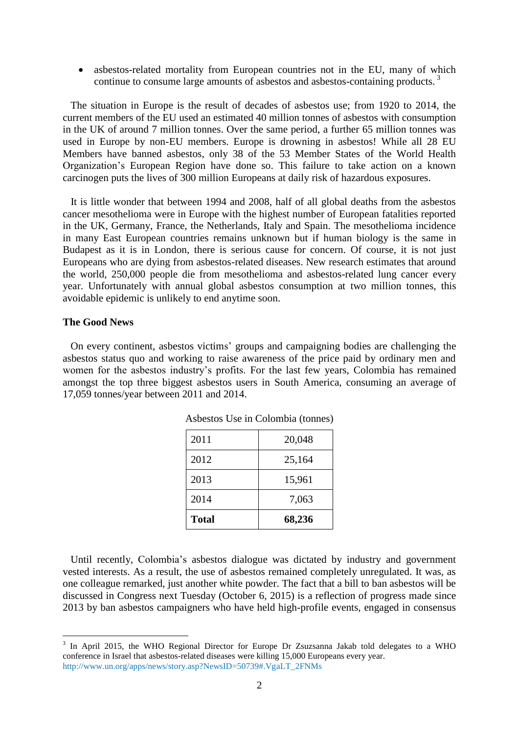- asbestos-related mortality from European countries not in the EU, many of which continue to consume large amounts of asbestos and asbestos-containing products.[3]

The situation in Europe is the result of decades of asbestos use; from 1920 to 2014, the current members of the EU used an estimated 40 million tonnes of asbestos with consumption in the UK of around 7 million tonnes. Over the same period, a further 65 million tonnes was used in Europe by non-EU members. Europe is drowning in asbestos! While all 28 EU Members have banned asbestos, only 38 of the 53 Member States of the World Health Organization's European Region have done so. This failure to take action on a known carcinogen puts the lives of 300 million Europeans at daily risk of hazardous exposures.

It is little wonder that between 1994 and 2008, half of all global deaths from the asbestos cancer mesothelioma were in Europe with the highest number of European fatalities reported in the UK, Germany, France, the Netherlands, Italy and Spain. The mesothelioma incidence in many East European countries remains unknown but if human biology is the same in Budapest as it is in London, there is serious cause for concern. Of course, it is not just Europeans who are dying from asbestos-related diseases. New research estimates that around the world, 250,000 people die from mesothelioma and asbestos-related lung cancer every year. Unfortunately with annual global asbestos consumption at two million tonnes, this avoidable epidemic is unlikely to end anytime soon.

**The Good News**

On every continent, asbestos victims' groups and campaigning bodies are challenging the asbestos status quo and working to raise awareness of the price paid by ordinary men and women for the asbestos industry's profits. For the last few years, Colombia has remained amongst the top three biggest asbestos users in South America, consuming an average of 17,059 tonnes/year between 2011 and 2014.

Asbestos Use in Colombia (tonnes)

| Year | Tonnes |
|---|---|
| 2011 | 20,048 |
| 2012 | 25,164 |
| 2013 | 15,961 |
| 2014 | 7,063 |
| **Total** | **68,236** |

Until recently, Colombia's asbestos dialogue was dictated by industry and government vested interests. As a result, the use of asbestos remained completely unregulated. It was, as one colleague remarked, just another white powder. The fact that a bill to ban asbestos will be discussed in Congress next Tuesday (October 6, 2015) is a reflection of progress made since 2013 by ban asbestos campaigners who have held high-profile events, engaged in consensus

[3] In April 2015, the WHO Regional Director for Europe Dr Zsuzsanna Jakab told delegates to a WHO conference in Israel that asbestos-related diseases were killing 15,000 Europeans every year. http://www.un.org/apps/news/story.asp?NewsID=50739#.VgaLT_2FNMs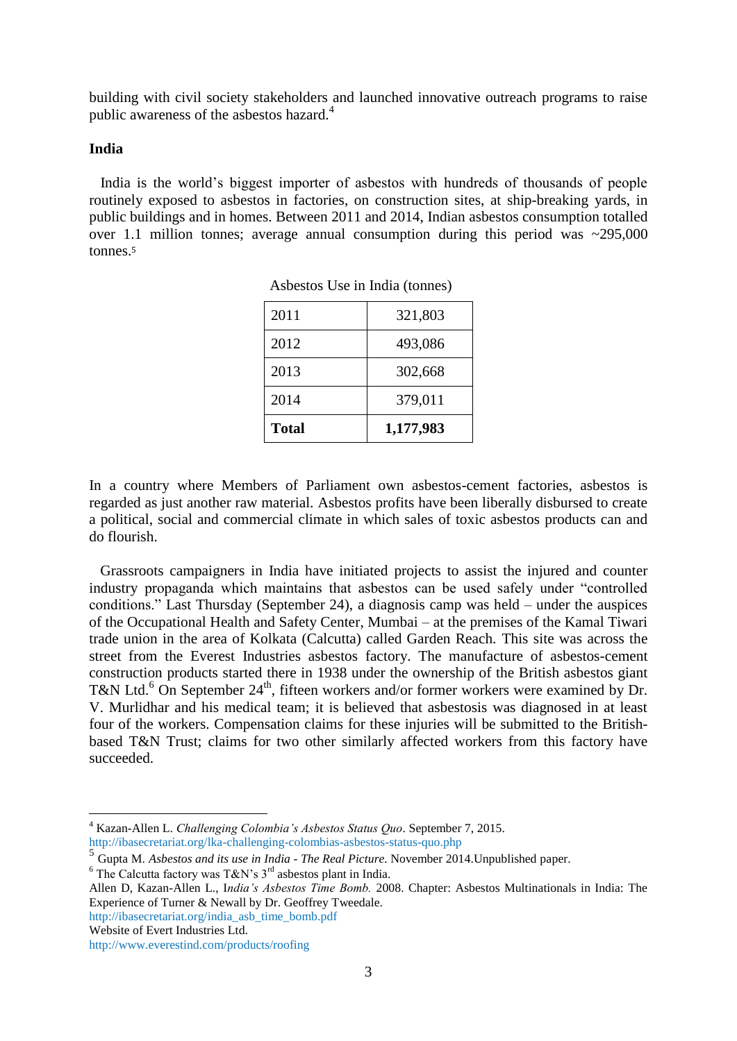building with civil society stakeholders and launched innovative outreach programs to raise public awareness of the asbestos hazard.[4]

## India

India is the world's biggest importer of asbestos with hundreds of thousands of people routinely exposed to asbestos in factories, on construction sites, at ship-breaking yards, in public buildings and in homes. Between 2011 and 2014, Indian asbestos consumption totalled over 1.1 million tonnes; average annual consumption during this period was ~295,000 tonnes.[5]

Asbestos Use in India (tonnes)

| | |
|---|---|
| 2011 | 321,803 |
| 2012 | 493,086 |
| 2013 | 302,668 |
| 2014 | 379,011 |
| **Total** | **1,177,983** |

In a country where Members of Parliament own asbestos-cement factories, asbestos is regarded as just another raw material. Asbestos profits have been liberally disbursed to create a political, social and commercial climate in which sales of toxic asbestos products can and do flourish.

Grassroots campaigners in India have initiated projects to assist the injured and counter industry propaganda which maintains that asbestos can be used safely under "controlled conditions." Last Thursday (September 24), a diagnosis camp was held – under the auspices of the Occupational Health and Safety Center, Mumbai – at the premises of the Kamal Tiwari trade union in the area of Kolkata (Calcutta) called Garden Reach. This site was across the street from the Everest Industries asbestos factory. The manufacture of asbestos-cement construction products started there in 1938 under the ownership of the British asbestos giant T&N Ltd.[6] On September 24th, fifteen workers and/or former workers were examined by Dr. V. Murlidhar and his medical team; it is believed that asbestosis was diagnosed in at least four of the workers. Compensation claims for these injuries will be submitted to the British-based T&N Trust; claims for two other similarly affected workers from this factory have succeeded.

---

[4] Kazan-Allen L. *Challenging Colombia's Asbestos Status Quo*. September 7, 2015. http://ibasecretariat.org/lka-challenging-colombias-asbestos-status-quo.php

[5] Gupta M. *Asbestos and its use in India - The Real Picture.* November 2014.Unpublished paper.

[6] The Calcutta factory was T&N's 3rd asbestos plant in India.
Allen D, Kazan-Allen L., *India's Asbestos Time Bomb.* 2008. Chapter: Asbestos Multinationals in India: The Experience of Turner & Newall by Dr. Geoffrey Tweedale.
http://ibasecretariat.org/india_asb_time_bomb.pdf
Website of Evert Industries Ltd.
http://www.everestind.com/products/roofing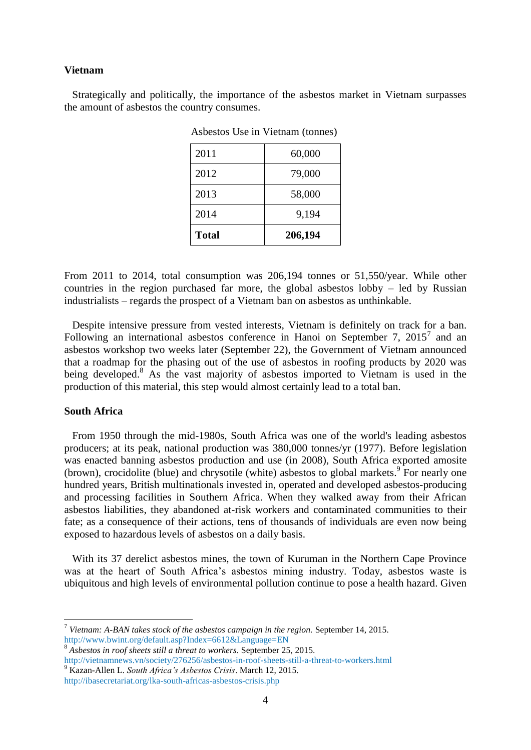### Vietnam

Strategically and politically, the importance of the asbestos market in Vietnam surpasses the amount of asbestos the country consumes.

Asbestos Use in Vietnam (tonnes)

| | |
|---|---|
| 2011 | 60,000 |
| 2012 | 79,000 |
| 2013 | 58,000 |
| 2014 | 9,194 |
| **Total** | **206,194** |

From 2011 to 2014, total consumption was 206,194 tonnes or 51,550/year. While other countries in the region purchased far more, the global asbestos lobby – led by Russian industrialists – regards the prospect of a Vietnam ban on asbestos as unthinkable.

Despite intensive pressure from vested interests, Vietnam is definitely on track for a ban. Following an international asbestos conference in Hanoi on September 7, 2015[7] and an asbestos workshop two weeks later (September 22), the Government of Vietnam announced that a roadmap for the phasing out of the use of asbestos in roofing products by 2020 was being developed.[8] As the vast majority of asbestos imported to Vietnam is used in the production of this material, this step would almost certainly lead to a total ban.

### South Africa

From 1950 through the mid-1980s, South Africa was one of the world's leading asbestos producers; at its peak, national production was 380,000 tonnes/yr (1977). Before legislation was enacted banning asbestos production and use (in 2008), South Africa exported amosite (brown), crocidolite (blue) and chrysotile (white) asbestos to global markets.[9] For nearly one hundred years, British multinationals invested in, operated and developed asbestos-producing and processing facilities in Southern Africa. When they walked away from their African asbestos liabilities, they abandoned at-risk workers and contaminated communities to their fate; as a consequence of their actions, tens of thousands of individuals are even now being exposed to hazardous levels of asbestos on a daily basis.

With its 37 derelict asbestos mines, the town of Kuruman in the Northern Cape Province was at the heart of South Africa's asbestos mining industry. Today, asbestos waste is ubiquitous and high levels of environmental pollution continue to pose a health hazard. Given

---

[7] *Vietnam: A-BAN takes stock of the asbestos campaign in the region.* September 14, 2015. http://www.bwint.org/default.asp?Index=6612&Language=EN

[8] *Asbestos in roof sheets still a threat to workers.* September 25, 2015. http://vietnamnews.vn/society/276256/asbestos-in-roof-sheets-still-a-threat-to-workers.html

[9] Kazan-Allen L. *South Africa's Asbestos Crisis*. March 12, 2015. http://ibasecretariat.org/lka-south-africas-asbestos-crisis.php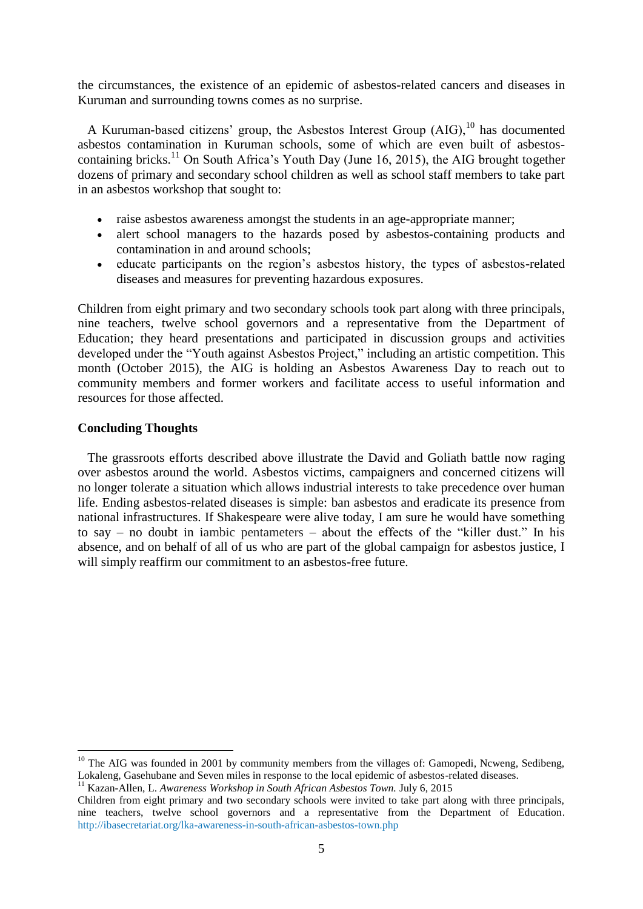the circumstances, the existence of an epidemic of asbestos-related cancers and diseases in Kuruman and surrounding towns comes as no surprise.

A Kuruman-based citizens' group, the Asbestos Interest Group (AIG),[10] has documented asbestos contamination in Kuruman schools, some of which are even built of asbestos-containing bricks.[11] On South Africa's Youth Day (June 16, 2015), the AIG brought together dozens of primary and secondary school children as well as school staff members to take part in an asbestos workshop that sought to:

- raise asbestos awareness amongst the students in an age-appropriate manner;
- alert school managers to the hazards posed by asbestos-containing products and contamination in and around schools;
- educate participants on the region's asbestos history, the types of asbestos-related diseases and measures for preventing hazardous exposures.

Children from eight primary and two secondary schools took part along with three principals, nine teachers, twelve school governors and a representative from the Department of Education; they heard presentations and participated in discussion groups and activities developed under the "Youth against Asbestos Project," including an artistic competition. This month (October 2015), the AIG is holding an Asbestos Awareness Day to reach out to community members and former workers and facilitate access to useful information and resources for those affected.

**Concluding Thoughts**

The grassroots efforts described above illustrate the David and Goliath battle now raging over asbestos around the world. Asbestos victims, campaigners and concerned citizens will no longer tolerate a situation which allows industrial interests to take precedence over human life. Ending asbestos-related diseases is simple: ban asbestos and eradicate its presence from national infrastructures. If Shakespeare were alive today, I am sure he would have something to say – no doubt in iambic pentameters – about the effects of the "killer dust." In his absence, and on behalf of all of us who are part of the global campaign for asbestos justice, I will simply reaffirm our commitment to an asbestos-free future.

---

[10] The AIG was founded in 2001 by community members from the villages of: Gamopedi, Ncweng, Sedibeng, Lokaleng, Gasehubane and Seven miles in response to the local epidemic of asbestos-related diseases.

[11] Kazan-Allen, L. *Awareness Workshop in South African Asbestos Town.* July 6, 2015
Children from eight primary and two secondary schools were invited to take part along with three principals, nine teachers, twelve school governors and a representative from the Department of Education. http://ibasecretariat.org/lka-awareness-in-south-african-asbestos-town.php